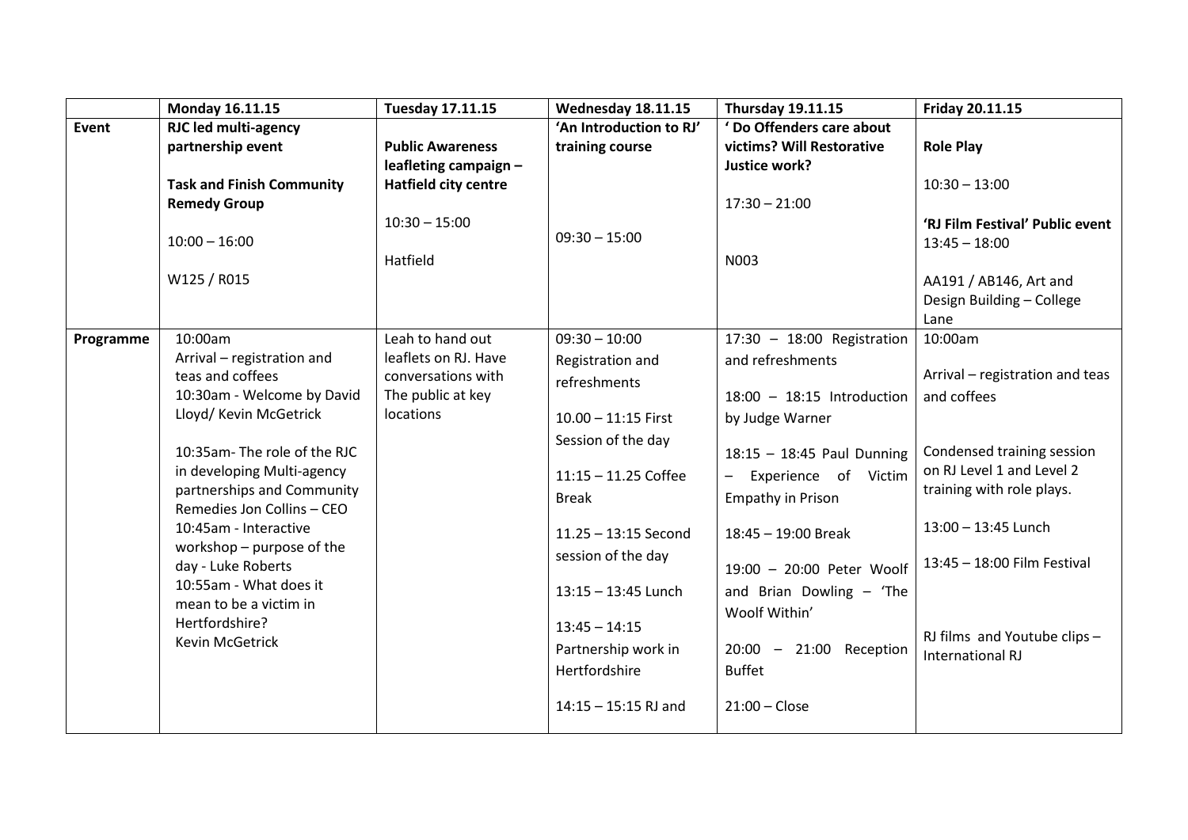| | Monday 16.11.15 | Tuesday 17.11.15 | Wednesday 18.11.15 | Thursday 19.11.15 | Friday 20.11.15 |
|---|---|---|---|---|---|
| **Event** | **RJC led multi-agency partnership event**<br><br>**Task and Finish Community Remedy Group**<br><br>10:00 – 16:00<br><br>W125 / R015 | **Public Awareness leafleting campaign – Hatfield city centre**<br><br>10:30 – 15:00<br><br>Hatfield | **'An Introduction to RJ' training course**<br><br>09:30 – 15:00 | **' Do Offenders care about victims? Will Restorative Justice work?**<br><br>17:30 – 21:00<br><br>N003 | **Role Play**<br><br>10:30 – 13:00<br><br>**'RJ Film Festival' Public event**<br>13:45 – 18:00<br><br>AA191 / AB146, Art and Design Building – College Lane |
| **Programme** | 10:00am<br>Arrival – registration and teas and coffees<br>10:30am - Welcome by David Lloyd/ Kevin McGetrick<br><br>10:35am- The role of the RJC in developing Multi-agency partnerships and Community Remedies Jon Collins – CEO<br>10:45am - Interactive workshop – purpose of the day - Luke Roberts<br>10:55am - What does it mean to be a victim in Hertfordshire?<br>Kevin McGetrick | Leah to hand out leaflets on RJ. Have conversations with The public at key locations | 09:30 – 10:00<br>Registration and refreshments<br><br>10.00 – 11:15 First Session of the day<br><br>11:15 – 11.25 Coffee Break<br><br>11.25 – 13:15 Second session of the day<br><br>13:15 – 13:45 Lunch<br><br>13:45 – 14:15<br>Partnership work in Hertfordshire<br><br>14:15 – 15:15 RJ and | 17:30 – 18:00 Registration and refreshments<br><br>18:00 – 18:15 Introduction by Judge Warner<br><br>18:15 – 18:45 Paul Dunning – Experience of Victim Empathy in Prison<br><br>18:45 – 19:00 Break<br><br>19:00 – 20:00 Peter Woolf and Brian Dowling – 'The Woolf Within'<br><br>20:00 – 21:00 Reception Buffet<br><br>21:00 – Close | 10:00am<br><br>Arrival – registration and teas and coffees<br><br>Condensed training session on RJ Level 1 and Level 2 training with role plays.<br><br>13:00 – 13:45 Lunch<br><br>13:45 – 18:00 Film Festival<br><br>RJ films and Youtube clips – International RJ |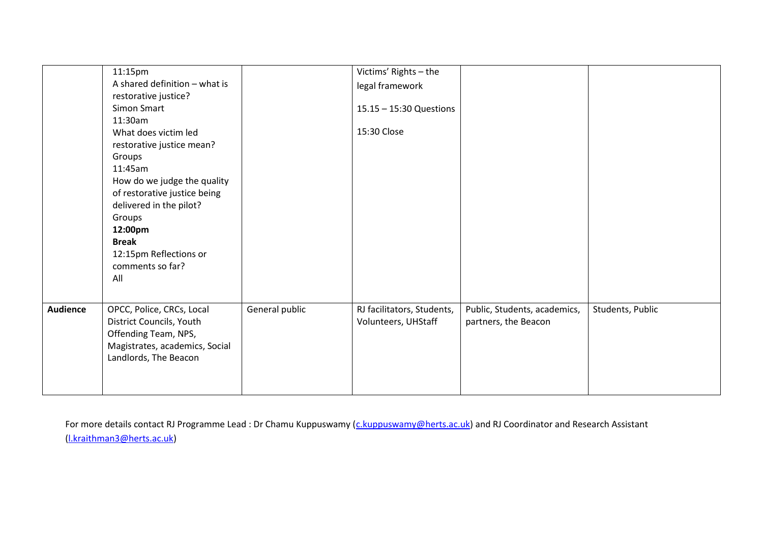| | | | | | |
|---|---|---|---|---|---|
| | 11:15pm<br>A shared definition – what is restorative justice?<br>Simon Smart<br>11:30am<br>What does victim led restorative justice mean?<br>Groups<br>11:45am<br>How do we judge the quality of restorative justice being delivered in the pilot?<br>Groups<br>**12:00pm**<br>**Break**<br>12:15pm Reflections or comments so far?<br>All | | Victims' Rights – the legal framework<br><br>15.15 – 15:30 Questions<br><br>15:30 Close | | |
| **Audience** | OPCC, Police, CRCs, Local District Councils, Youth Offending Team, NPS, Magistrates, academics, Social Landlords, The Beacon | General public | RJ facilitators, Students, Volunteers, UHStaff | Public, Students, academics, partners, the Beacon | Students, Public |

For more details contact RJ Programme Lead : Dr Chamu Kuppuswamy (c.kuppuswamy@herts.ac.uk) and RJ Coordinator and Research Assistant (l.kraithman3@herts.ac.uk)